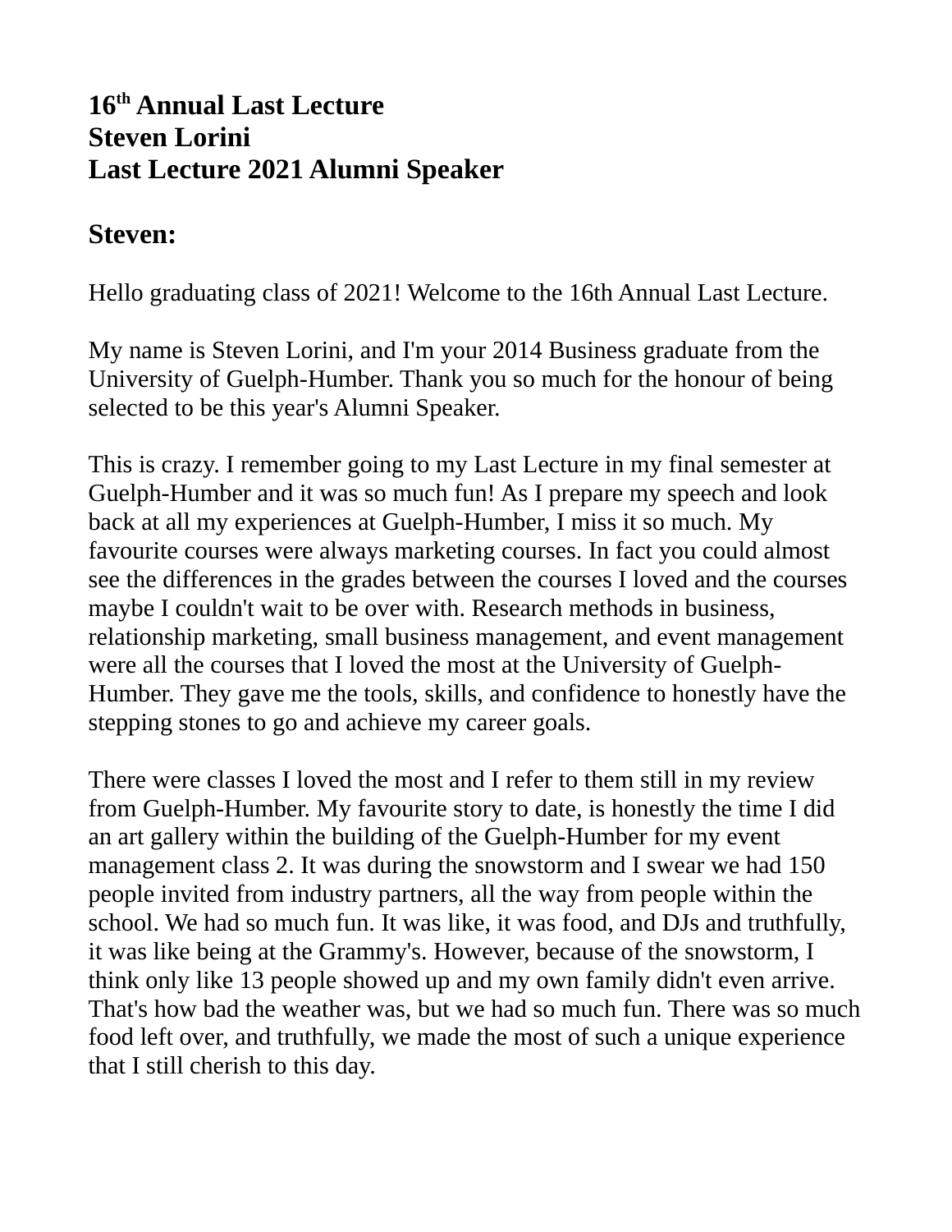**16th Annual Last Lecture**
**Steven Lorini**
**Last Lecture 2021 Alumni Speaker**

## Steven:

Hello graduating class of 2021! Welcome to the 16th Annual Last Lecture.

My name is Steven Lorini, and I'm your 2014 Business graduate from the University of Guelph-Humber. Thank you so much for the honour of being selected to be this year's Alumni Speaker.

This is crazy. I remember going to my Last Lecture in my final semester at Guelph-Humber and it was so much fun! As I prepare my speech and look back at all my experiences at Guelph-Humber, I miss it so much. My favourite courses were always marketing courses. In fact you could almost see the differences in the grades between the courses I loved and the courses maybe I couldn't wait to be over with. Research methods in business, relationship marketing, small business management, and event management were all the courses that I loved the most at the University of Guelph-Humber. They gave me the tools, skills, and confidence to honestly have the stepping stones to go and achieve my career goals.

There were classes I loved the most and I refer to them still in my review from Guelph-Humber. My favourite story to date, is honestly the time I did an art gallery within the building of the Guelph-Humber for my event management class 2. It was during the snowstorm and I swear we had 150 people invited from industry partners, all the way from people within the school. We had so much fun. It was like, it was food, and DJs and truthfully, it was like being at the Grammy's. However, because of the snowstorm, I think only like 13 people showed up and my own family didn't even arrive. That's how bad the weather was, but we had so much fun. There was so much food left over, and truthfully, we made the most of such a unique experience that I still cherish to this day.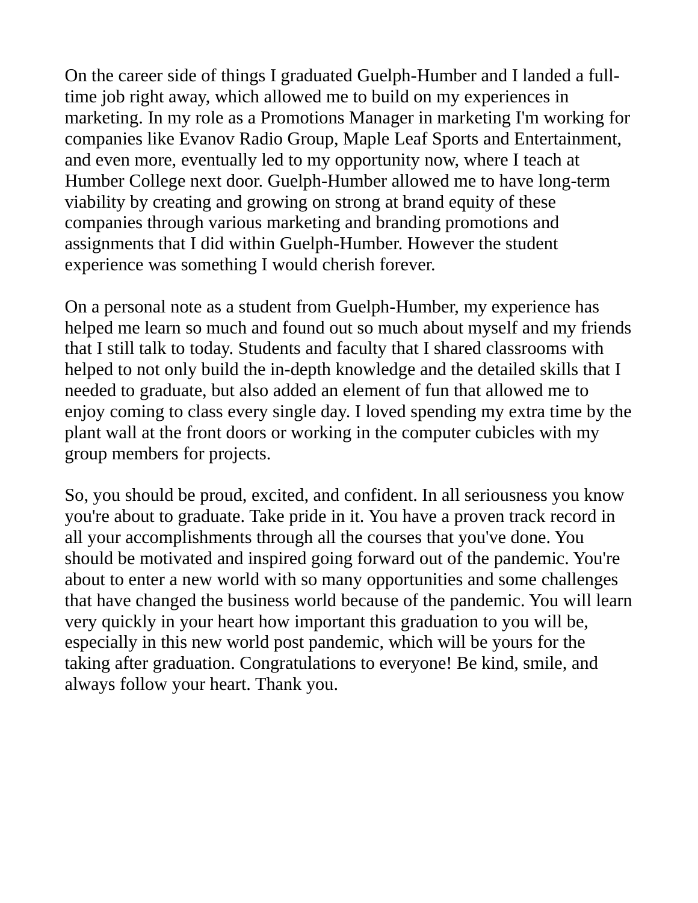On the career side of things I graduated Guelph-Humber and I landed a full-time job right away, which allowed me to build on my experiences in marketing. In my role as a Promotions Manager in marketing I'm working for companies like Evanov Radio Group, Maple Leaf Sports and Entertainment, and even more, eventually led to my opportunity now, where I teach at Humber College next door. Guelph-Humber allowed me to have long-term viability by creating and growing on strong at brand equity of these companies through various marketing and branding promotions and assignments that I did within Guelph-Humber. However the student experience was something I would cherish forever.

On a personal note as a student from Guelph-Humber, my experience has helped me learn so much and found out so much about myself and my friends that I still talk to today. Students and faculty that I shared classrooms with helped to not only build the in-depth knowledge and the detailed skills that I needed to graduate, but also added an element of fun that allowed me to enjoy coming to class every single day. I loved spending my extra time by the plant wall at the front doors or working in the computer cubicles with my group members for projects.

So, you should be proud, excited, and confident. In all seriousness you know you're about to graduate. Take pride in it. You have a proven track record in all your accomplishments through all the courses that you've done. You should be motivated and inspired going forward out of the pandemic. You're about to enter a new world with so many opportunities and some challenges that have changed the business world because of the pandemic. You will learn very quickly in your heart how important this graduation to you will be, especially in this new world post pandemic, which will be yours for the taking after graduation. Congratulations to everyone! Be kind, smile, and always follow your heart. Thank you.